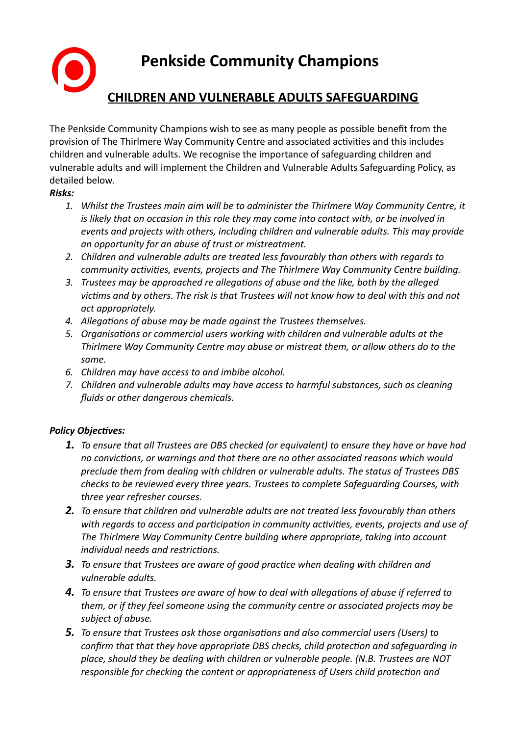# Penkside Community Champions

## CHILDREN AND VULNERABLE ADULTS SAFEGUARDING

The Penkside Community Champions wish to see as many people as possible benefit from the provision of The Thirlmere Way Community Centre and associated activities and this includes children and vulnerable adults. We recognise the importance of safeguarding children and vulnerable adults and will implement the Children and Vulnerable Adults Safeguarding Policy, as detailed below.

***Risks:***

1. *Whilst the Trustees main aim will be to administer the Thirlmere Way Community Centre, it is likely that on occasion in this role they may come into contact with, or be involved in events and projects with others, including children and vulnerable adults. This may provide an opportunity for an abuse of trust or mistreatment.*
2. *Children and vulnerable adults are treated less favourably than others with regards to community activities, events, projects and The Thirlmere Way Community Centre building.*
3. *Trustees may be approached re allegations of abuse and the like, both by the alleged victims and by others. The risk is that Trustees will not know how to deal with this and not act appropriately.*
4. *Allegations of abuse may be made against the Trustees themselves.*
5. *Organisations or commercial users working with children and vulnerable adults at the Thirlmere Way Community Centre may abuse or mistreat them, or allow others do to the same.*
6. *Children may have access to and imbibe alcohol.*
7. *Children and vulnerable adults may have access to harmful substances, such as cleaning fluids or other dangerous chemicals.*

***Policy Objectives:***

1. *To ensure that all Trustees are DBS checked (or equivalent) to ensure they have or have had no convictions, or warnings and that there are no other associated reasons which would preclude them from dealing with children or vulnerable adults. The status of Trustees DBS checks to be reviewed every three years. Trustees to complete Safeguarding Courses, with three year refresher courses.*
2. *To ensure that children and vulnerable adults are not treated less favourably than others with regards to access and participation in community activities, events, projects and use of The Thirlmere Way Community Centre building where appropriate, taking into account individual needs and restrictions.*
3. *To ensure that Trustees are aware of good practice when dealing with children and vulnerable adults.*
4. *To ensure that Trustees are aware of how to deal with allegations of abuse if referred to them, or if they feel someone using the community centre or associated projects may be subject of abuse.*
5. *To ensure that Trustees ask those organisations and also commercial users (Users) to confirm that that they have appropriate DBS checks, child protection and safeguarding in place, should they be dealing with children or vulnerable people. (N.B. Trustees are NOT responsible for checking the content or appropriateness of Users child protection and*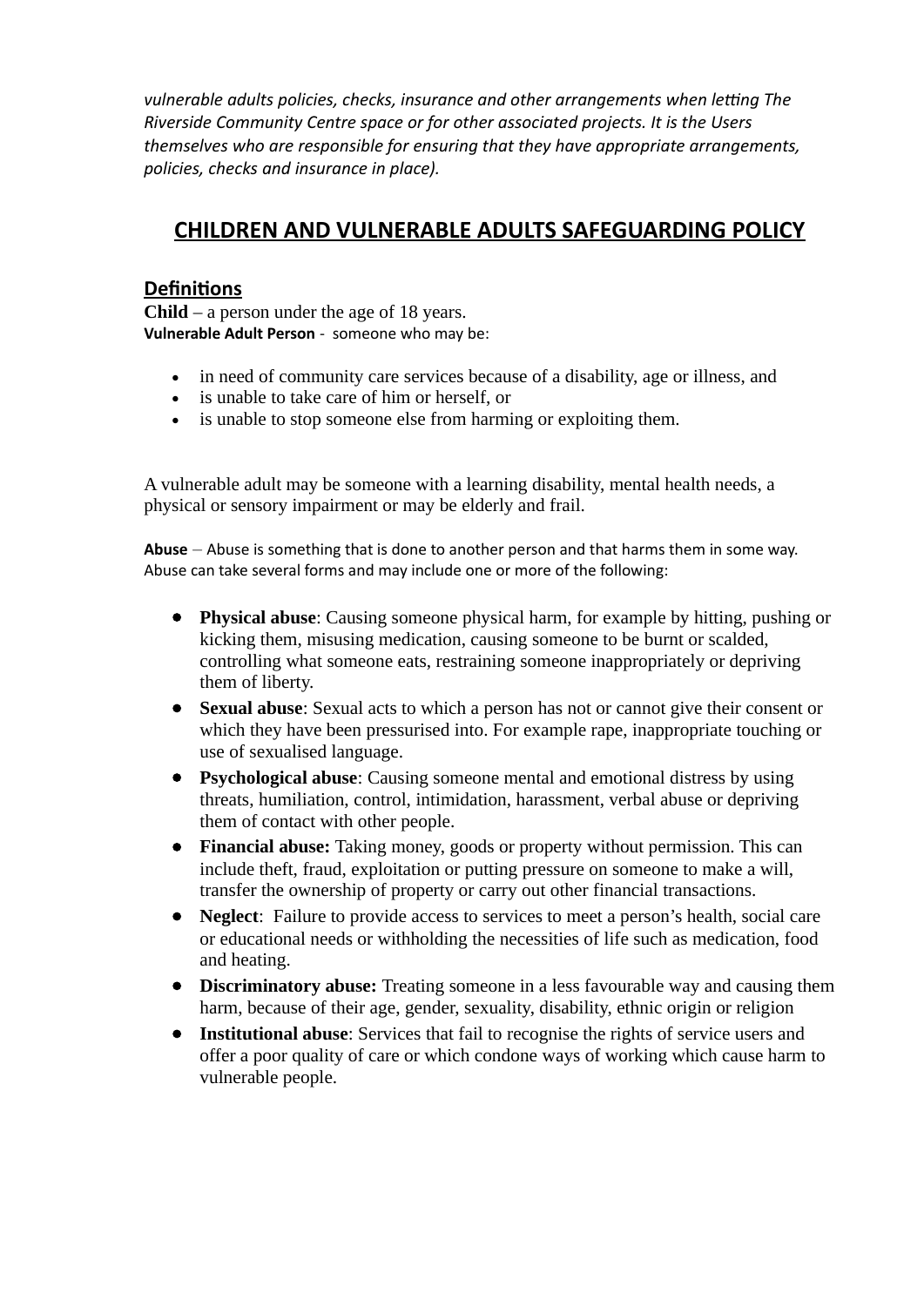*vulnerable adults policies, checks, insurance and other arrangements when letting The Riverside Community Centre space or for other associated projects. It is the Users themselves who are responsible for ensuring that they have appropriate arrangements, policies, checks and insurance in place).*

## CHILDREN AND VULNERABLE ADULTS SAFEGUARDING POLICY

### Definitions

**Child** – a person under the age of 18 years.
**Vulnerable Adult Person** - someone who may be:

- in need of community care services because of a disability, age or illness, and
- is unable to take care of him or herself, or
- is unable to stop someone else from harming or exploiting them.

A vulnerable adult may be someone with a learning disability, mental health needs, a physical or sensory impairment or may be elderly and frail.

**Abuse** – Abuse is something that is done to another person and that harms them in some way. Abuse can take several forms and may include one or more of the following:

- **Physical abuse**: Causing someone physical harm, for example by hitting, pushing or kicking them, misusing medication, causing someone to be burnt or scalded, controlling what someone eats, restraining someone inappropriately or depriving them of liberty.
- **Sexual abuse**: Sexual acts to which a person has not or cannot give their consent or which they have been pressurised into. For example rape, inappropriate touching or use of sexualised language.
- **Psychological abuse**: Causing someone mental and emotional distress by using threats, humiliation, control, intimidation, harassment, verbal abuse or depriving them of contact with other people.
- **Financial abuse:** Taking money, goods or property without permission. This can include theft, fraud, exploitation or putting pressure on someone to make a will, transfer the ownership of property or carry out other financial transactions.
- **Neglect**: Failure to provide access to services to meet a person's health, social care or educational needs or withholding the necessities of life such as medication, food and heating.
- **Discriminatory abuse:** Treating someone in a less favourable way and causing them harm, because of their age, gender, sexuality, disability, ethnic origin or religion
- **Institutional abuse**: Services that fail to recognise the rights of service users and offer a poor quality of care or which condone ways of working which cause harm to vulnerable people.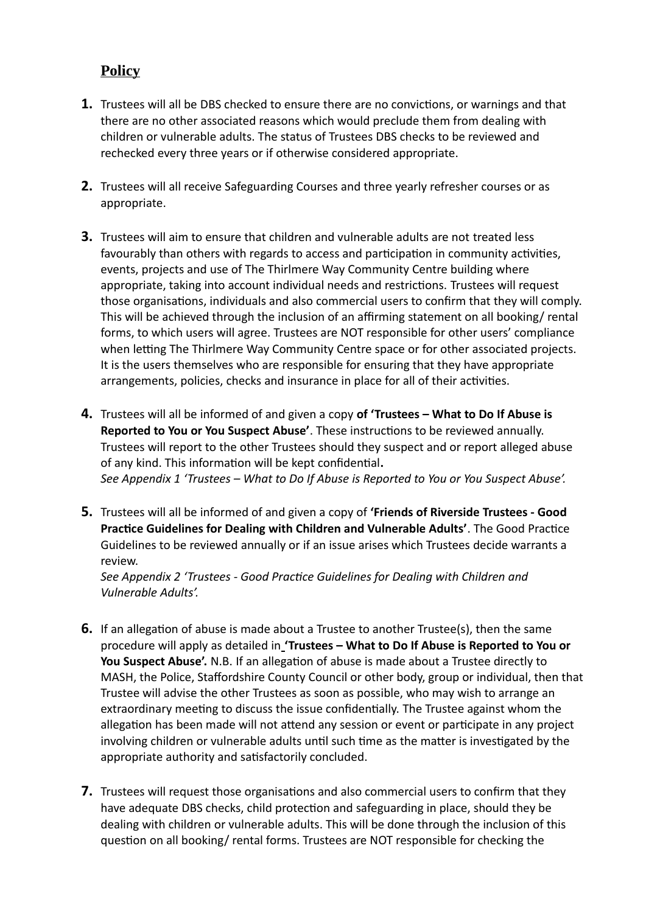## Policy

1. Trustees will all be DBS checked to ensure there are no convictions, or warnings and that there are no other associated reasons which would preclude them from dealing with children or vulnerable adults. The status of Trustees DBS checks to be reviewed and rechecked every three years or if otherwise considered appropriate.

2. Trustees will all receive Safeguarding Courses and three yearly refresher courses or as appropriate.

3. Trustees will aim to ensure that children and vulnerable adults are not treated less favourably than others with regards to access and participation in community activities, events, projects and use of The Thirlmere Way Community Centre building where appropriate, taking into account individual needs and restrictions. Trustees will request those organisations, individuals and also commercial users to confirm that they will comply. This will be achieved through the inclusion of an affirming statement on all booking/ rental forms, to which users will agree. Trustees are NOT responsible for other users' compliance when letting The Thirlmere Way Community Centre space or for other associated projects. It is the users themselves who are responsible for ensuring that they have appropriate arrangements, policies, checks and insurance in place for all of their activities.

4. Trustees will all be informed of and given a copy **of 'Trustees – What to Do If Abuse is Reported to You or You Suspect Abuse'**. These instructions to be reviewed annually. Trustees will report to the other Trustees should they suspect and or report alleged abuse of any kind. This information will be kept confidential**.**
   *See Appendix 1 'Trustees – What to Do If Abuse is Reported to You or You Suspect Abuse'.*

5. Trustees will all be informed of and given a copy of **'Friends of Riverside Trustees - Good Practice Guidelines for Dealing with Children and Vulnerable Adults'**. The Good Practice Guidelines to be reviewed annually or if an issue arises which Trustees decide warrants a review.
   *See Appendix 2 'Trustees - Good Practice Guidelines for Dealing with Children and Vulnerable Adults'.*

6. If an allegation of abuse is made about a Trustee to another Trustee(s), then the same procedure will apply as detailed in **'Trustees – What to Do If Abuse is Reported to You or You Suspect Abuse'.** N.B. If an allegation of abuse is made about a Trustee directly to MASH, the Police, Staffordshire County Council or other body, group or individual, then that Trustee will advise the other Trustees as soon as possible, who may wish to arrange an extraordinary meeting to discuss the issue confidentially. The Trustee against whom the allegation has been made will not attend any session or event or participate in any project involving children or vulnerable adults until such time as the matter is investigated by the appropriate authority and satisfactorily concluded.

7. Trustees will request those organisations and also commercial users to confirm that they have adequate DBS checks, child protection and safeguarding in place, should they be dealing with children or vulnerable adults. This will be done through the inclusion of this question on all booking/ rental forms. Trustees are NOT responsible for checking the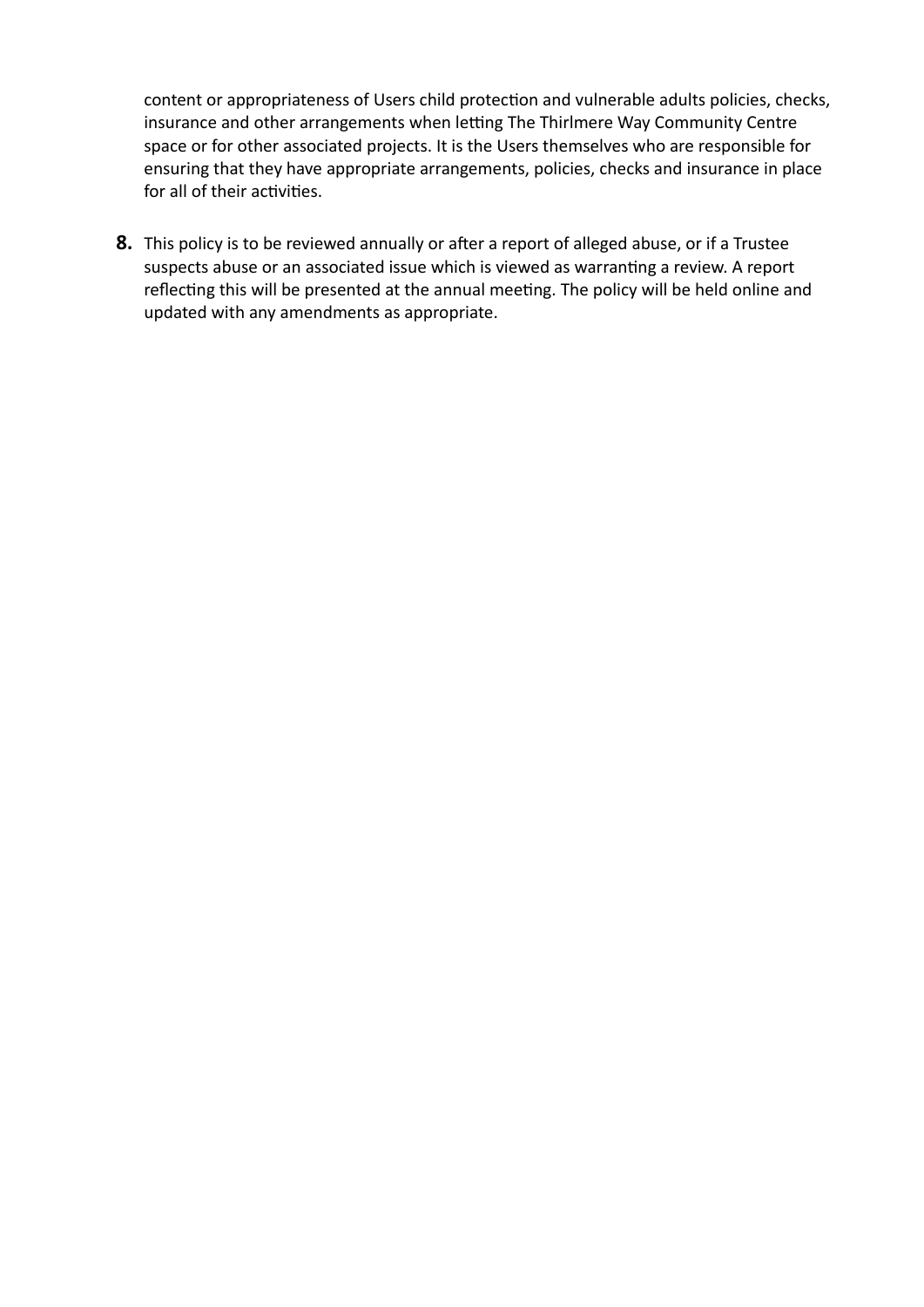content or appropriateness of Users child protection and vulnerable adults policies, checks, insurance and other arrangements when letting The Thirlmere Way Community Centre space or for other associated projects. It is the Users themselves who are responsible for ensuring that they have appropriate arrangements, policies, checks and insurance in place for all of their activities.

**8.** This policy is to be reviewed annually or after a report of alleged abuse, or if a Trustee suspects abuse or an associated issue which is viewed as warranting a review. A report reflecting this will be presented at the annual meeting. The policy will be held online and updated with any amendments as appropriate.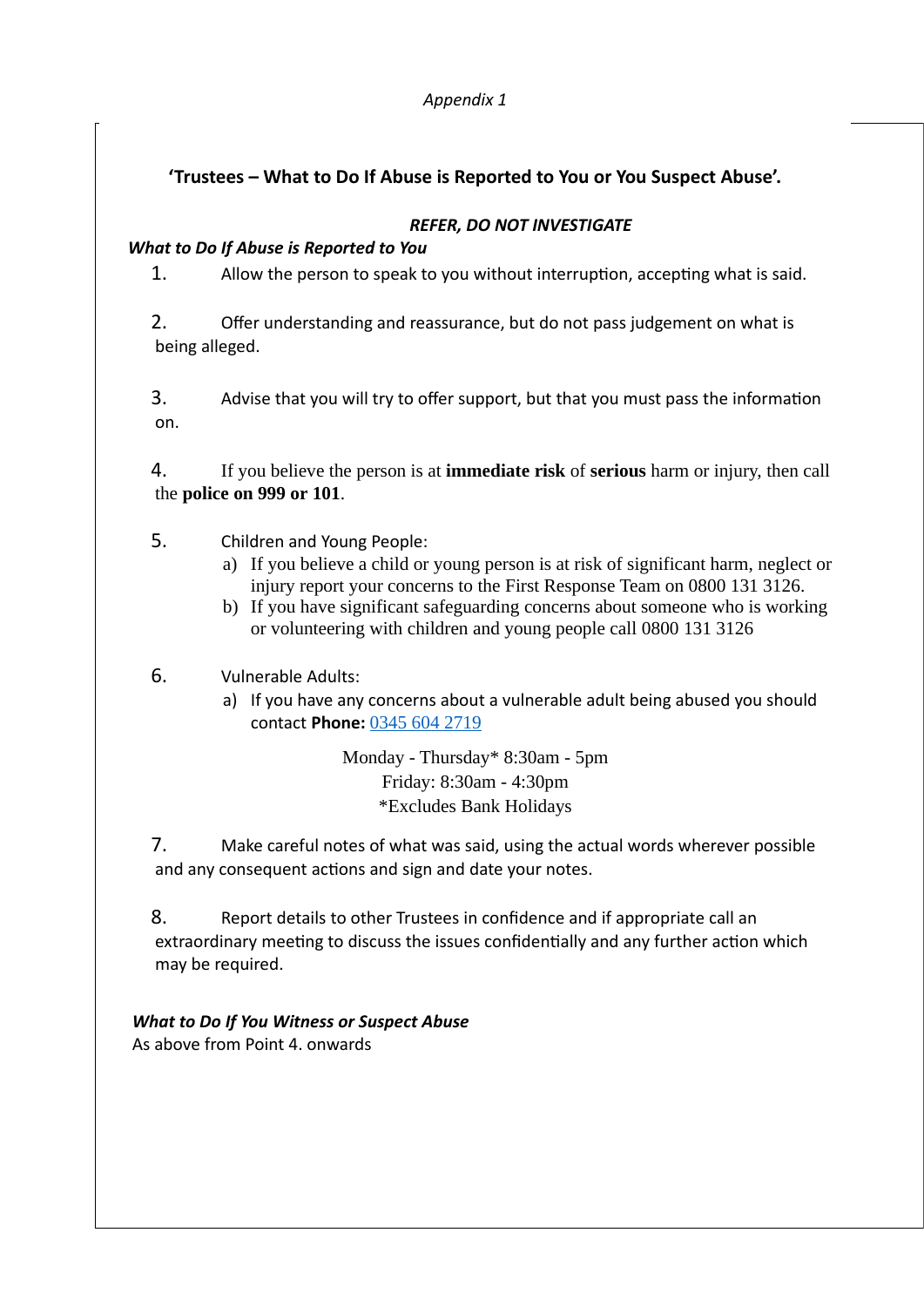*Appendix 1*

## 'Trustees – What to Do If Abuse is Reported to You or You Suspect Abuse'.

***REFER, DO NOT INVESTIGATE***

***What to Do If Abuse is Reported to You***

1. Allow the person to speak to you without interruption, accepting what is said.

2. Offer understanding and reassurance, but do not pass judgement on what is being alleged.

3. Advise that you will try to offer support, but that you must pass the information on.

4. If you believe the person is at **immediate risk** of **serious** harm or injury, then call the **police on 999 or 101**.

5. Children and Young People:
   a) If you believe a child or young person is at risk of significant harm, neglect or injury report your concerns to the First Response Team on 0800 131 3126.
   b) If you have significant safeguarding concerns about someone who is working or volunteering with children and young people call 0800 131 3126

6. Vulnerable Adults:
   a) If you have any concerns about a vulnerable adult being abused you should contact **Phone:** 0345 604 2719

   Monday - Thursday* 8:30am - 5pm
   Friday: 8:30am - 4:30pm
   *Excludes Bank Holidays

7. Make careful notes of what was said, using the actual words wherever possible and any consequent actions and sign and date your notes.

8. Report details to other Trustees in confidence and if appropriate call an extraordinary meeting to discuss the issues confidentially and any further action which may be required.

***What to Do If You Witness or Suspect Abuse***

As above from Point 4. onwards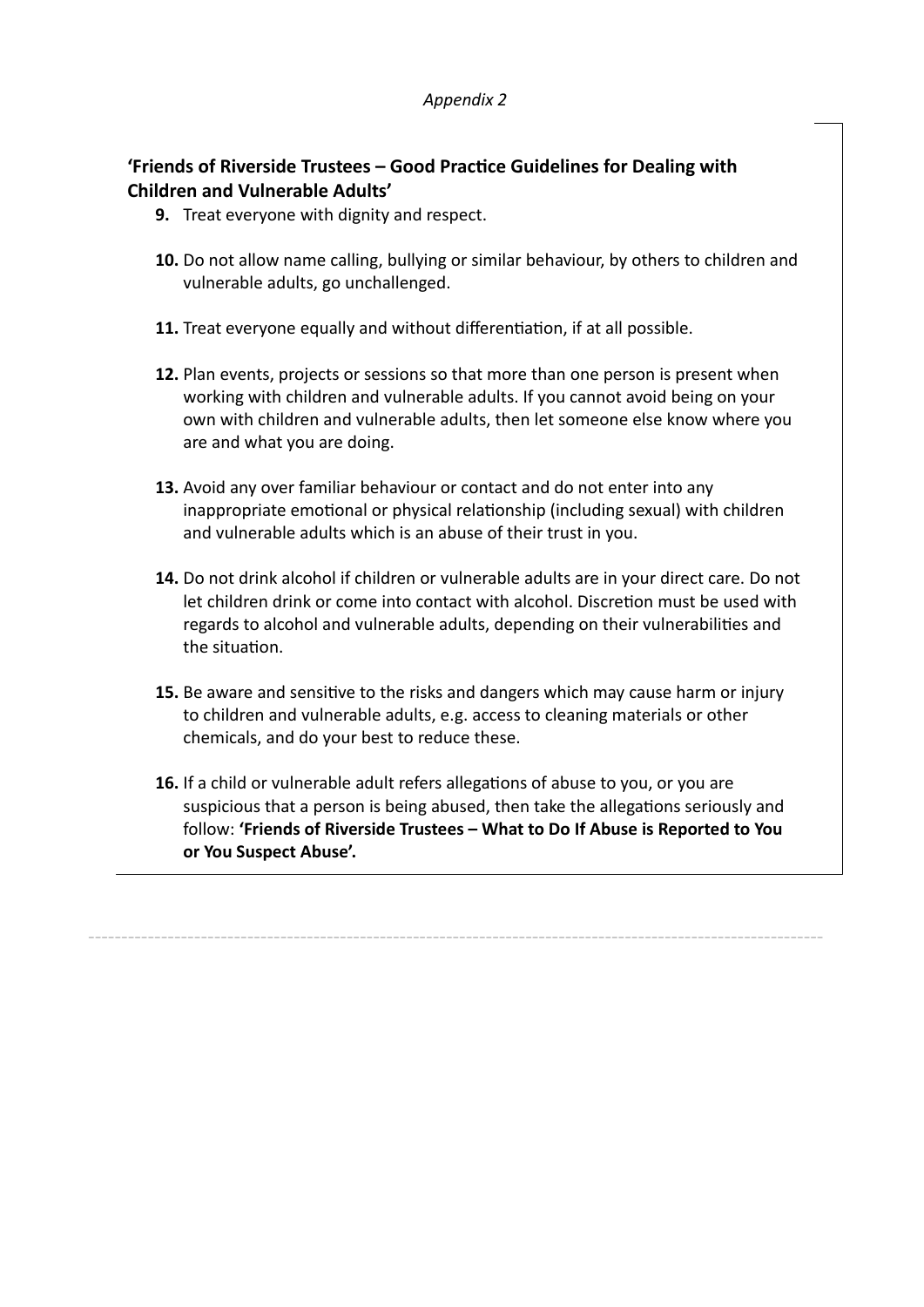*Appendix 2*

**'Friends of Riverside Trustees – Good Practice Guidelines for Dealing with Children and Vulnerable Adults'**

9. Treat everyone with dignity and respect.

10. Do not allow name calling, bullying or similar behaviour, by others to children and vulnerable adults, go unchallenged.

11. Treat everyone equally and without differentiation, if at all possible.

12. Plan events, projects or sessions so that more than one person is present when working with children and vulnerable adults. If you cannot avoid being on your own with children and vulnerable adults, then let someone else know where you are and what you are doing.

13. Avoid any over familiar behaviour or contact and do not enter into any inappropriate emotional or physical relationship (including sexual) with children and vulnerable adults which is an abuse of their trust in you.

14. Do not drink alcohol if children or vulnerable adults are in your direct care. Do not let children drink or come into contact with alcohol. Discretion must be used with regards to alcohol and vulnerable adults, depending on their vulnerabilities and the situation.

15. Be aware and sensitive to the risks and dangers which may cause harm or injury to children and vulnerable adults, e.g. access to cleaning materials or other chemicals, and do your best to reduce these.

16. If a child or vulnerable adult refers allegations of abuse to you, or you are suspicious that a person is being abused, then take the allegations seriously and follow: **'Friends of Riverside Trustees – What to Do If Abuse is Reported to You or You Suspect Abuse'.**